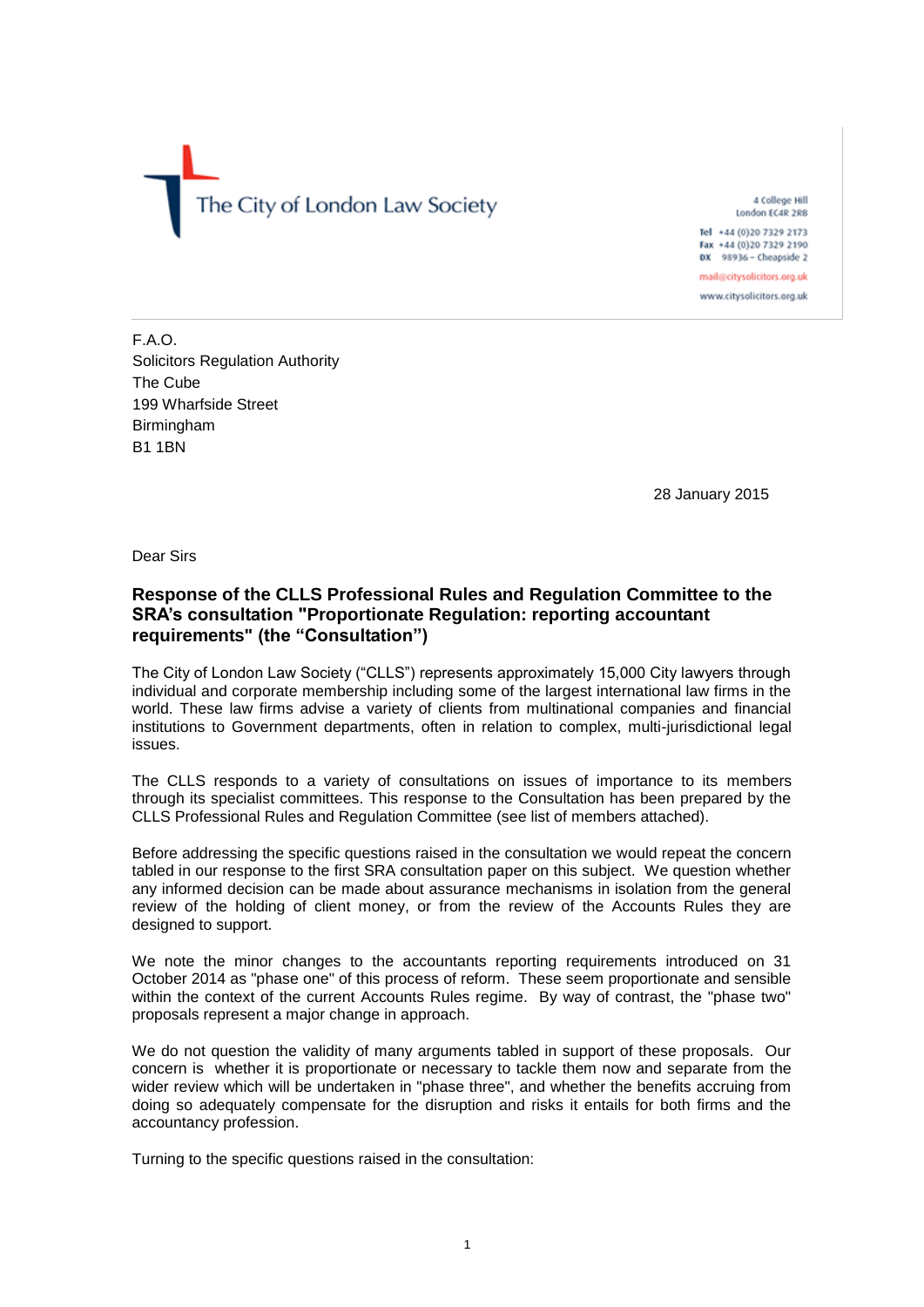The City of London Law Society

4 College Hill
London EC4R 2RB

Tel +44 (0)20 7329 2173
Fax +44 (0)20 7329 2190
DX 98936 – Cheapside 2

mail@citysolicitors.org.uk

www.citysolicitors.org.uk

F.A.O.
Solicitors Regulation Authority
The Cube
199 Wharfside Street
Birmingham
B1 1BN

28 January 2015

Dear Sirs

**Response of the CLLS Professional Rules and Regulation Committee to the SRA's consultation "Proportionate Regulation: reporting accountant requirements" (the "Consultation")**

The City of London Law Society ("CLLS") represents approximately 15,000 City lawyers through individual and corporate membership including some of the largest international law firms in the world. These law firms advise a variety of clients from multinational companies and financial institutions to Government departments, often in relation to complex, multi-jurisdictional legal issues.

The CLLS responds to a variety of consultations on issues of importance to its members through its specialist committees. This response to the Consultation has been prepared by the CLLS Professional Rules and Regulation Committee (see list of members attached).

Before addressing the specific questions raised in the consultation we would repeat the concern tabled in our response to the first SRA consultation paper on this subject. We question whether any informed decision can be made about assurance mechanisms in isolation from the general review of the holding of client money, or from the review of the Accounts Rules they are designed to support.

We note the minor changes to the accountants reporting requirements introduced on 31 October 2014 as "phase one" of this process of reform. These seem proportionate and sensible within the context of the current Accounts Rules regime. By way of contrast, the "phase two" proposals represent a major change in approach.

We do not question the validity of many arguments tabled in support of these proposals. Our concern is whether it is proportionate or necessary to tackle them now and separate from the wider review which will be undertaken in "phase three", and whether the benefits accruing from doing so adequately compensate for the disruption and risks it entails for both firms and the accountancy profession.

Turning to the specific questions raised in the consultation: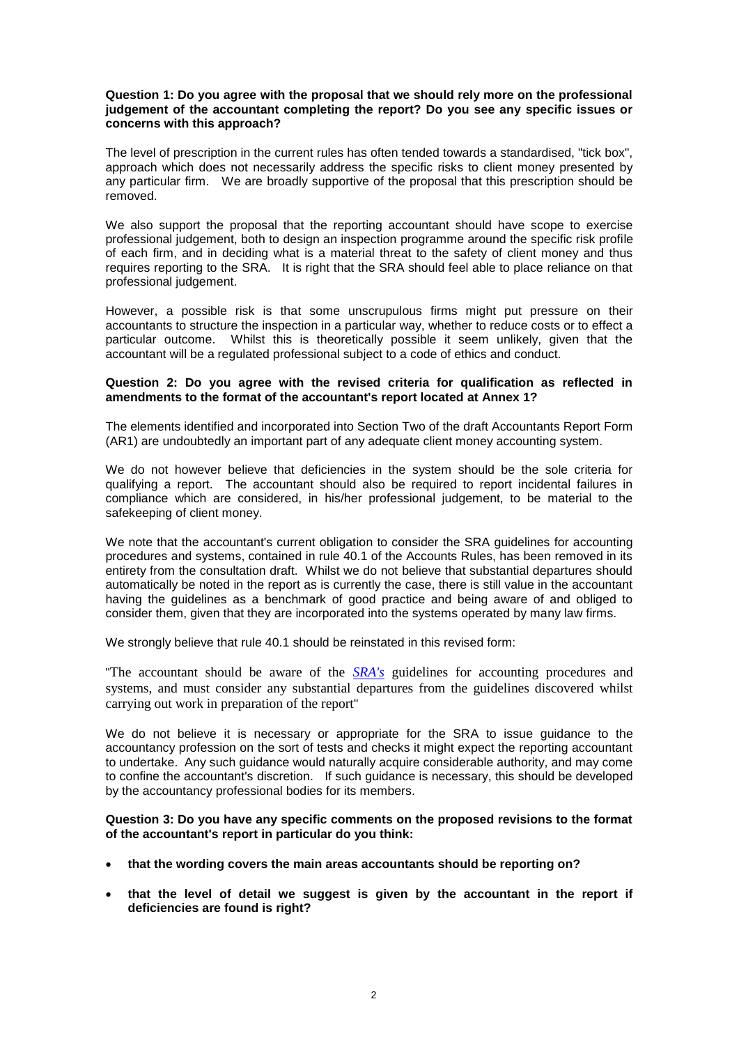**Question 1: Do you agree with the proposal that we should rely more on the professional judgement of the accountant completing the report? Do you see any specific issues or concerns with this approach?**

The level of prescription in the current rules has often tended towards a standardised, "tick box", approach which does not necessarily address the specific risks to client money presented by any particular firm. We are broadly supportive of the proposal that this prescription should be removed.

We also support the proposal that the reporting accountant should have scope to exercise professional judgement, both to design an inspection programme around the specific risk profile of each firm, and in deciding what is a material threat to the safety of client money and thus requires reporting to the SRA. It is right that the SRA should feel able to place reliance on that professional judgement.

However, a possible risk is that some unscrupulous firms might put pressure on their accountants to structure the inspection in a particular way, whether to reduce costs or to effect a particular outcome. Whilst this is theoretically possible it seem unlikely, given that the accountant will be a regulated professional subject to a code of ethics and conduct.

**Question 2: Do you agree with the revised criteria for qualification as reflected in amendments to the format of the accountant's report located at Annex 1?**

The elements identified and incorporated into Section Two of the draft Accountants Report Form (AR1) are undoubtedly an important part of any adequate client money accounting system.

We do not however believe that deficiencies in the system should be the sole criteria for qualifying a report. The accountant should also be required to report incidental failures in compliance which are considered, in his/her professional judgement, to be material to the safekeeping of client money.

We note that the accountant's current obligation to consider the SRA guidelines for accounting procedures and systems, contained in rule 40.1 of the Accounts Rules, has been removed in its entirety from the consultation draft. Whilst we do not believe that substantial departures should automatically be noted in the report as is currently the case, there is still value in the accountant having the guidelines as a benchmark of good practice and being aware of and obliged to consider them, given that they are incorporated into the systems operated by many law firms.

We strongly believe that rule 40.1 should be reinstated in this revised form:

"The accountant should be aware of the *SRA's* guidelines for accounting procedures and systems, and must consider any substantial departures from the guidelines discovered whilst carrying out work in preparation of the report"

We do not believe it is necessary or appropriate for the SRA to issue guidance to the accountancy profession on the sort of tests and checks it might expect the reporting accountant to undertake. Any such guidance would naturally acquire considerable authority, and may come to confine the accountant's discretion. If such guidance is necessary, this should be developed by the accountancy professional bodies for its members.

**Question 3: Do you have any specific comments on the proposed revisions to the format of the accountant's report in particular do you think:**

- **that the wording covers the main areas accountants should be reporting on?**
- **that the level of detail we suggest is given by the accountant in the report if deficiencies are found is right?**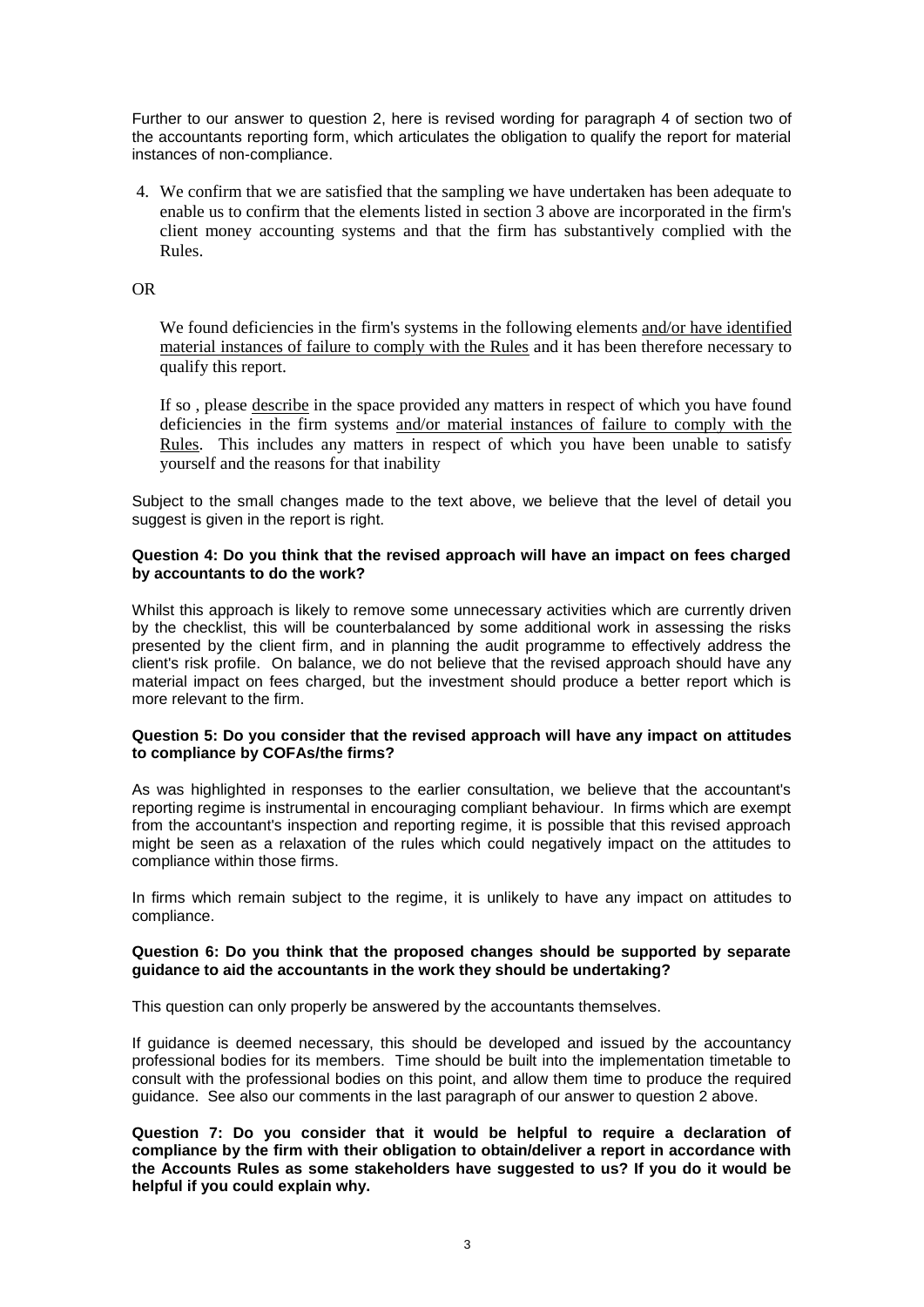Further to our answer to question 2, here is revised wording for paragraph 4 of section two of the accountants reporting form, which articulates the obligation to qualify the report for material instances of non-compliance.

4. We confirm that we are satisfied that the sampling we have undertaken has been adequate to enable us to confirm that the elements listed in section 3 above are incorporated in the firm's client money accounting systems and that the firm has substantively complied with the Rules.

OR

We found deficiencies in the firm's systems in the following elements <u>and/or have identified material instances of failure to comply with the Rules</u> and it has been therefore necessary to qualify this report.

If so , please <u>describe</u> in the space provided any matters in respect of which you have found deficiencies in the firm systems <u>and/or material instances of failure to comply with the Rules</u>. This includes any matters in respect of which you have been unable to satisfy yourself and the reasons for that inability

Subject to the small changes made to the text above, we believe that the level of detail you suggest is given in the report is right.

**Question 4: Do you think that the revised approach will have an impact on fees charged by accountants to do the work?**

Whilst this approach is likely to remove some unnecessary activities which are currently driven by the checklist, this will be counterbalanced by some additional work in assessing the risks presented by the client firm, and in planning the audit programme to effectively address the client's risk profile. On balance, we do not believe that the revised approach should have any material impact on fees charged, but the investment should produce a better report which is more relevant to the firm.

**Question 5: Do you consider that the revised approach will have any impact on attitudes to compliance by COFAs/the firms?**

As was highlighted in responses to the earlier consultation, we believe that the accountant's reporting regime is instrumental in encouraging compliant behaviour. In firms which are exempt from the accountant's inspection and reporting regime, it is possible that this revised approach might be seen as a relaxation of the rules which could negatively impact on the attitudes to compliance within those firms.

In firms which remain subject to the regime, it is unlikely to have any impact on attitudes to compliance.

**Question 6: Do you think that the proposed changes should be supported by separate guidance to aid the accountants in the work they should be undertaking?**

This question can only properly be answered by the accountants themselves.

If guidance is deemed necessary, this should be developed and issued by the accountancy professional bodies for its members. Time should be built into the implementation timetable to consult with the professional bodies on this point, and allow them time to produce the required guidance. See also our comments in the last paragraph of our answer to question 2 above.

**Question 7: Do you consider that it would be helpful to require a declaration of compliance by the firm with their obligation to obtain/deliver a report in accordance with the Accounts Rules as some stakeholders have suggested to us? If you do it would be helpful if you could explain why.**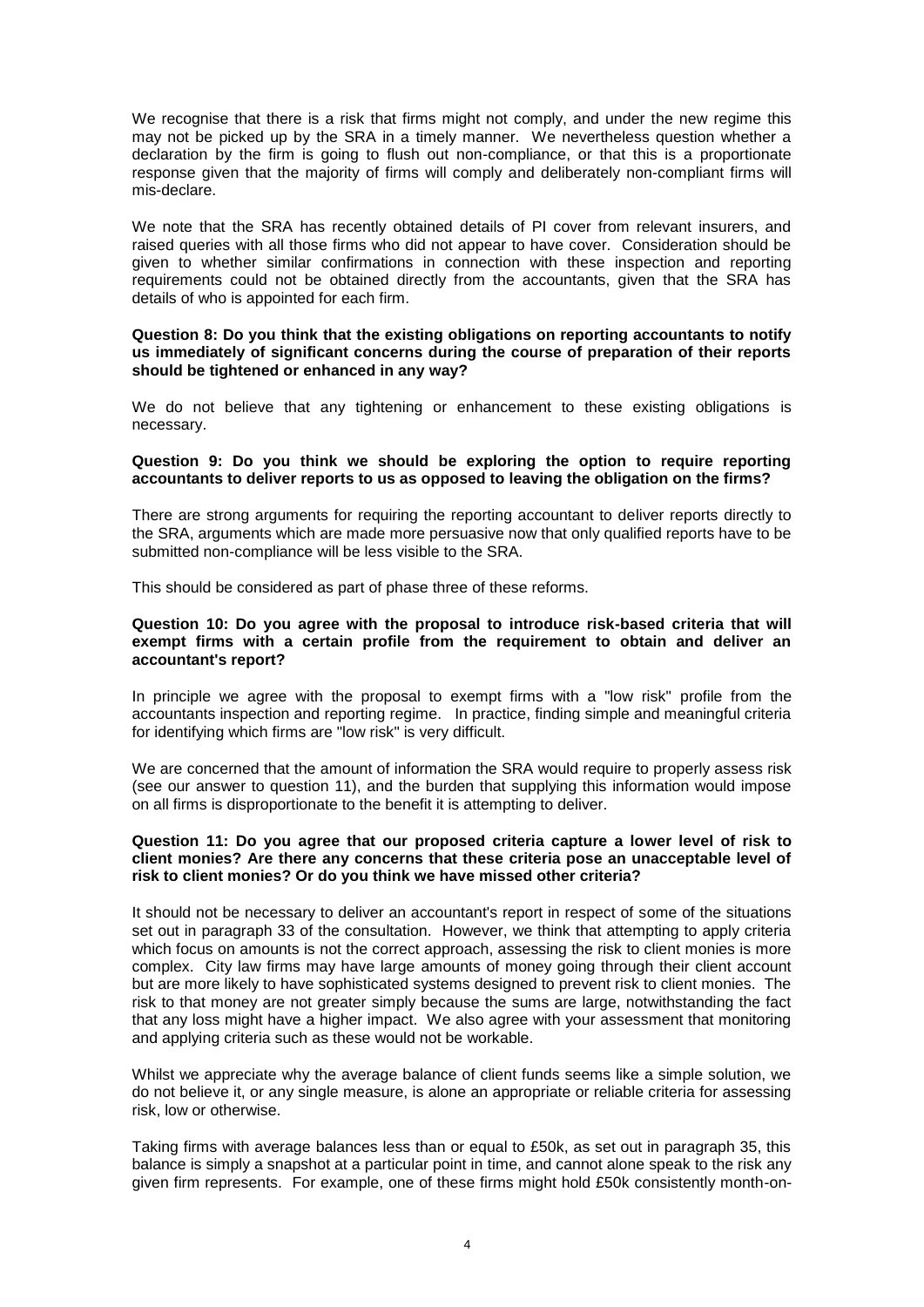We recognise that there is a risk that firms might not comply, and under the new regime this may not be picked up by the SRA in a timely manner. We nevertheless question whether a declaration by the firm is going to flush out non-compliance, or that this is a proportionate response given that the majority of firms will comply and deliberately non-compliant firms will mis-declare.

We note that the SRA has recently obtained details of PI cover from relevant insurers, and raised queries with all those firms who did not appear to have cover. Consideration should be given to whether similar confirmations in connection with these inspection and reporting requirements could not be obtained directly from the accountants, given that the SRA has details of who is appointed for each firm.

**Question 8: Do you think that the existing obligations on reporting accountants to notify us immediately of significant concerns during the course of preparation of their reports should be tightened or enhanced in any way?**

We do not believe that any tightening or enhancement to these existing obligations is necessary.

**Question 9: Do you think we should be exploring the option to require reporting accountants to deliver reports to us as opposed to leaving the obligation on the firms?**

There are strong arguments for requiring the reporting accountant to deliver reports directly to the SRA, arguments which are made more persuasive now that only qualified reports have to be submitted non-compliance will be less visible to the SRA.

This should be considered as part of phase three of these reforms.

**Question 10: Do you agree with the proposal to introduce risk-based criteria that will exempt firms with a certain profile from the requirement to obtain and deliver an accountant's report?**

In principle we agree with the proposal to exempt firms with a "low risk" profile from the accountants inspection and reporting regime. In practice, finding simple and meaningful criteria for identifying which firms are "low risk" is very difficult.

We are concerned that the amount of information the SRA would require to properly assess risk (see our answer to question 11), and the burden that supplying this information would impose on all firms is disproportionate to the benefit it is attempting to deliver.

**Question 11: Do you agree that our proposed criteria capture a lower level of risk to client monies? Are there any concerns that these criteria pose an unacceptable level of risk to client monies? Or do you think we have missed other criteria?**

It should not be necessary to deliver an accountant's report in respect of some of the situations set out in paragraph 33 of the consultation. However, we think that attempting to apply criteria which focus on amounts is not the correct approach, assessing the risk to client monies is more complex. City law firms may have large amounts of money going through their client account but are more likely to have sophisticated systems designed to prevent risk to client monies. The risk to that money are not greater simply because the sums are large, notwithstanding the fact that any loss might have a higher impact. We also agree with your assessment that monitoring and applying criteria such as these would not be workable.

Whilst we appreciate why the average balance of client funds seems like a simple solution, we do not believe it, or any single measure, is alone an appropriate or reliable criteria for assessing risk, low or otherwise.

Taking firms with average balances less than or equal to £50k, as set out in paragraph 35, this balance is simply a snapshot at a particular point in time, and cannot alone speak to the risk any given firm represents. For example, one of these firms might hold £50k consistently month-on-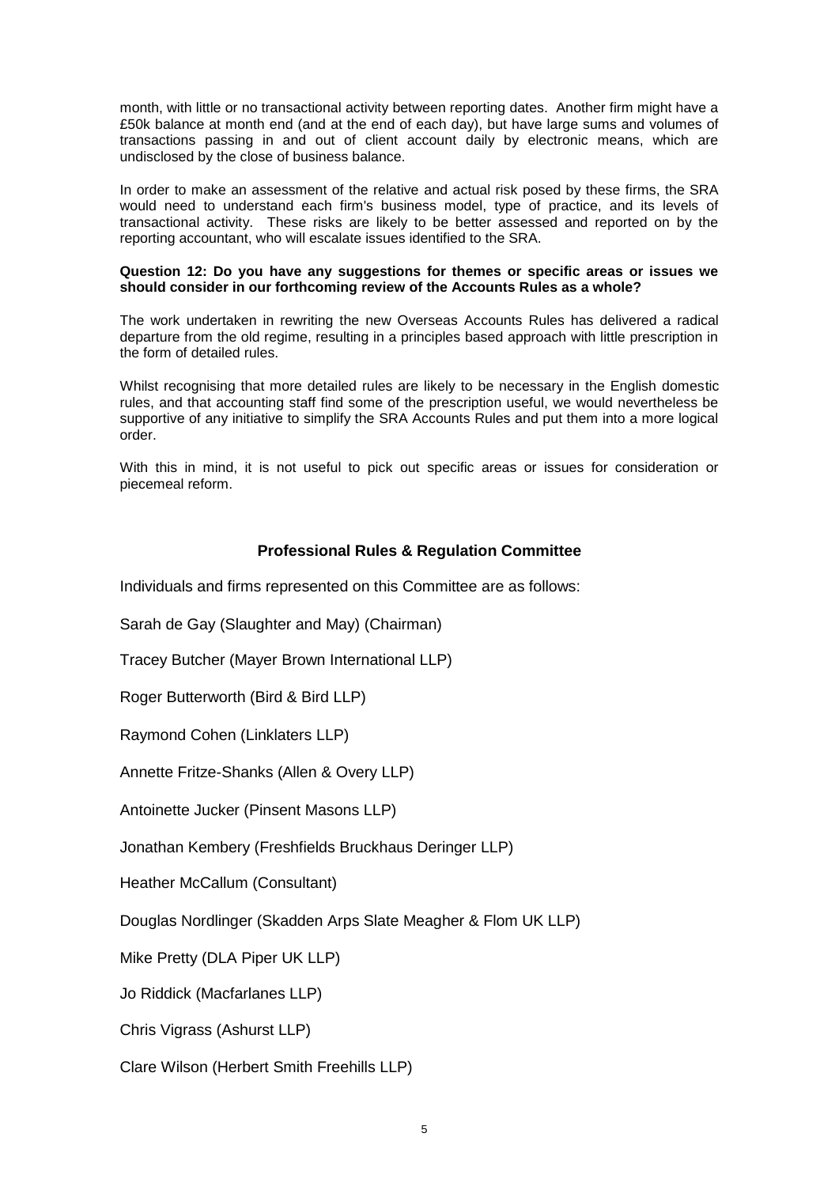month, with little or no transactional activity between reporting dates. Another firm might have a £50k balance at month end (and at the end of each day), but have large sums and volumes of transactions passing in and out of client account daily by electronic means, which are undisclosed by the close of business balance.

In order to make an assessment of the relative and actual risk posed by these firms, the SRA would need to understand each firm's business model, type of practice, and its levels of transactional activity. These risks are likely to be better assessed and reported on by the reporting accountant, who will escalate issues identified to the SRA.

**Question 12: Do you have any suggestions for themes or specific areas or issues we should consider in our forthcoming review of the Accounts Rules as a whole?**

The work undertaken in rewriting the new Overseas Accounts Rules has delivered a radical departure from the old regime, resulting in a principles based approach with little prescription in the form of detailed rules.

Whilst recognising that more detailed rules are likely to be necessary in the English domestic rules, and that accounting staff find some of the prescription useful, we would nevertheless be supportive of any initiative to simplify the SRA Accounts Rules and put them into a more logical order.

With this in mind, it is not useful to pick out specific areas or issues for consideration or piecemeal reform.

## Professional Rules & Regulation Committee

Individuals and firms represented on this Committee are as follows:

Sarah de Gay (Slaughter and May) (Chairman)

Tracey Butcher (Mayer Brown International LLP)

Roger Butterworth (Bird & Bird LLP)

Raymond Cohen (Linklaters LLP)

Annette Fritze-Shanks (Allen & Overy LLP)

Antoinette Jucker (Pinsent Masons LLP)

Jonathan Kembery (Freshfields Bruckhaus Deringer LLP)

Heather McCallum (Consultant)

Douglas Nordlinger (Skadden Arps Slate Meagher & Flom UK LLP)

Mike Pretty (DLA Piper UK LLP)

Jo Riddick (Macfarlanes LLP)

Chris Vigrass (Ashurst LLP)

Clare Wilson (Herbert Smith Freehills LLP)